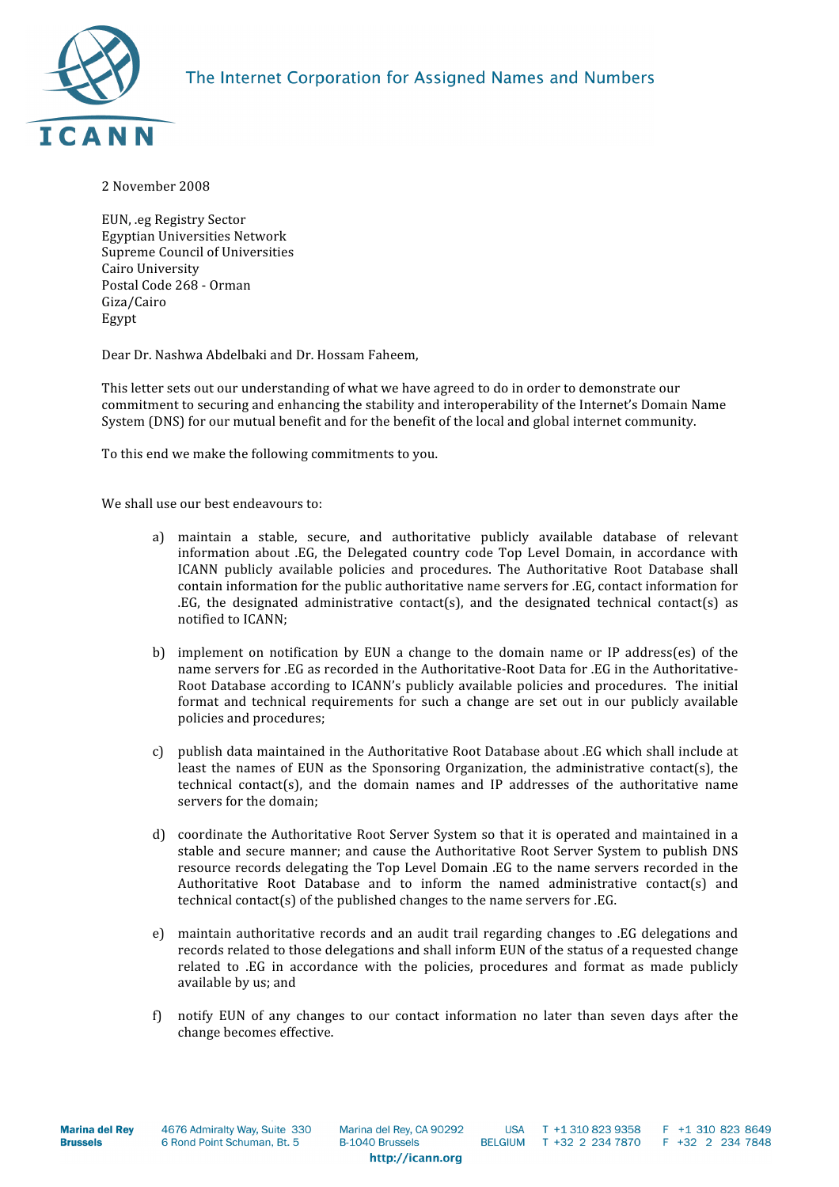The Internet Corporation for Assigned Names and Numbers

2 November 2008

EUN, .eg Registry Sector
Egyptian Universities Network
Supreme Council of Universities
Cairo University
Postal Code 268 - Orman
Giza/Cairo
Egypt

Dear Dr. Nashwa Abdelbaki and Dr. Hossam Faheem,

This letter sets out our understanding of what we have agreed to do in order to demonstrate our commitment to securing and enhancing the stability and interoperability of the Internet's Domain Name System (DNS) for our mutual benefit and for the benefit of the local and global internet community.

To this end we make the following commitments to you.

We shall use our best endeavours to:

a) maintain a stable, secure, and authoritative publicly available database of relevant information about .EG, the Delegated country code Top Level Domain, in accordance with ICANN publicly available policies and procedures. The Authoritative Root Database shall contain information for the public authoritative name servers for .EG, contact information for .EG, the designated administrative contact(s), and the designated technical contact(s) as notified to ICANN;

b) implement on notification by EUN a change to the domain name or IP address(es) of the name servers for .EG as recorded in the Authoritative-Root Data for .EG in the Authoritative-Root Database according to ICANN's publicly available policies and procedures. The initial format and technical requirements for such a change are set out in our publicly available policies and procedures;

c) publish data maintained in the Authoritative Root Database about .EG which shall include at least the names of EUN as the Sponsoring Organization, the administrative contact(s), the technical contact(s), and the domain names and IP addresses of the authoritative name servers for the domain;

d) coordinate the Authoritative Root Server System so that it is operated and maintained in a stable and secure manner; and cause the Authoritative Root Server System to publish DNS resource records delegating the Top Level Domain .EG to the name servers recorded in the Authoritative Root Database and to inform the named administrative contact(s) and technical contact(s) of the published changes to the name servers for .EG.

e) maintain authoritative records and an audit trail regarding changes to .EG delegations and records related to those delegations and shall inform EUN of the status of a requested change related to .EG in accordance with the policies, procedures and format as made publicly available by us; and

f) notify EUN of any changes to our contact information no later than seven days after the change becomes effective.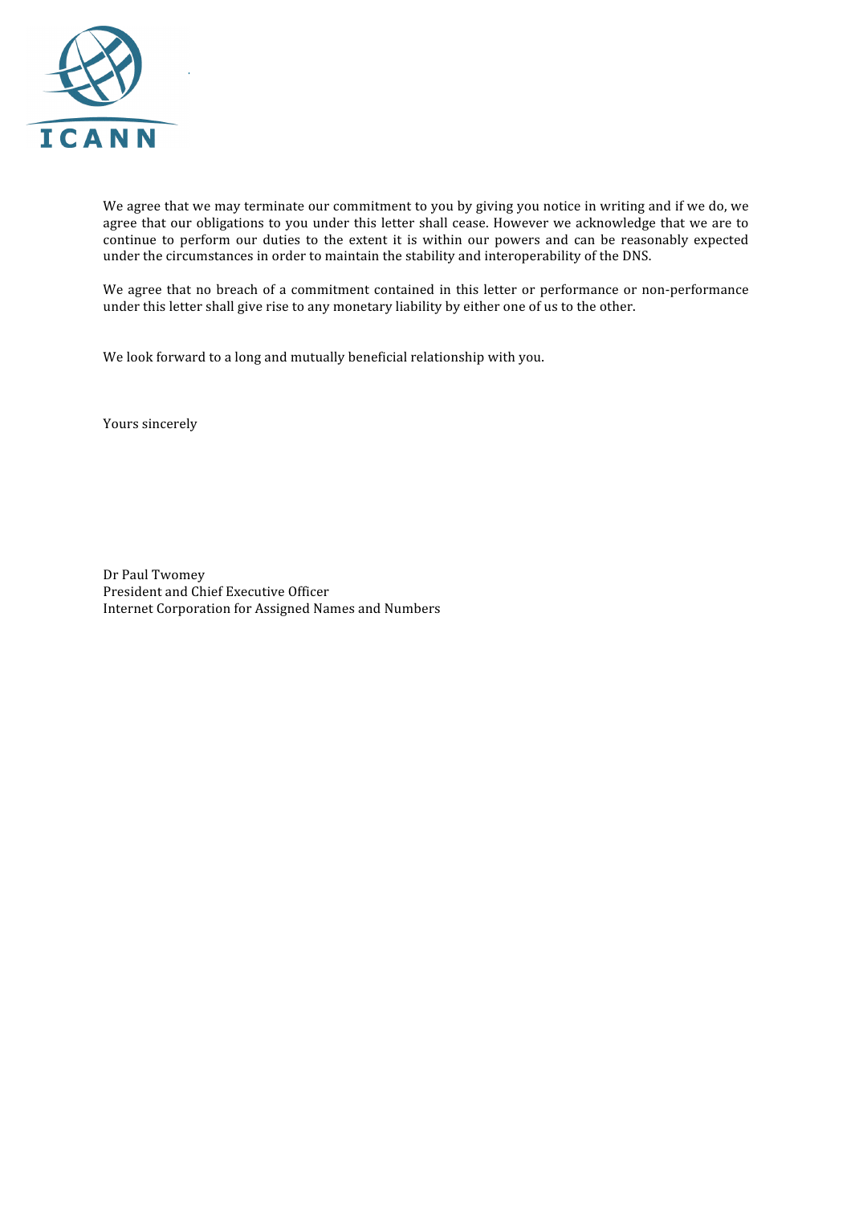We agree that we may terminate our commitment to you by giving you notice in writing and if we do, we agree that our obligations to you under this letter shall cease. However we acknowledge that we are to continue to perform our duties to the extent it is within our powers and can be reasonably expected under the circumstances in order to maintain the stability and interoperability of the DNS.

We agree that no breach of a commitment contained in this letter or performance or non-performance under this letter shall give rise to any monetary liability by either one of us to the other.

We look forward to a long and mutually beneficial relationship with you.

Yours sincerely

Dr Paul Twomey
President and Chief Executive Officer
Internet Corporation for Assigned Names and Numbers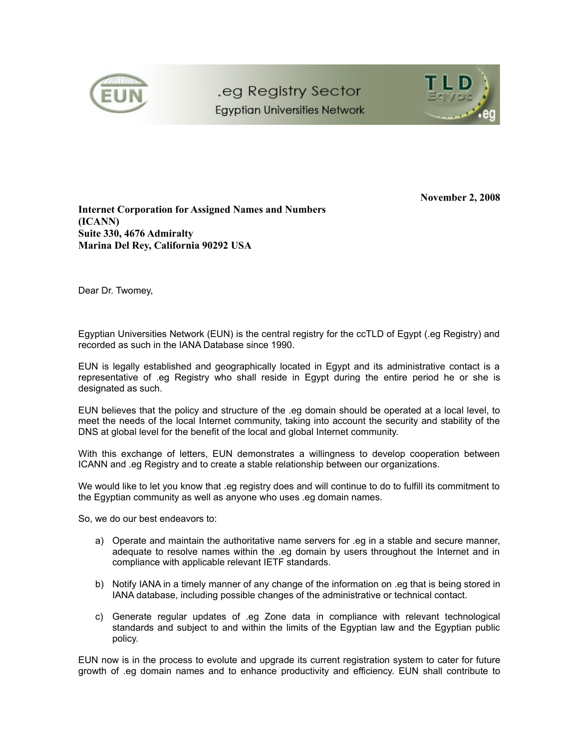November 2, 2008

**Internet Corporation for Assigned Names and Numbers (ICANN)**
**Suite 330, 4676 Admiralty**
**Marina Del Rey, California 90292 USA**

Dear Dr. Twomey,

Egyptian Universities Network (EUN) is the central registry for the ccTLD of Egypt (.eg Registry) and recorded as such in the IANA Database since 1990.

EUN is legally established and geographically located in Egypt and its administrative contact is a representative of .eg Registry who shall reside in Egypt during the entire period he or she is designated as such.

EUN believes that the policy and structure of the .eg domain should be operated at a local level, to meet the needs of the local Internet community, taking into account the security and stability of the DNS at global level for the benefit of the local and global Internet community.

With this exchange of letters, EUN demonstrates a willingness to develop cooperation between ICANN and .eg Registry and to create a stable relationship between our organizations.

We would like to let you know that .eg registry does and will continue to do to fulfill its commitment to the Egyptian community as well as anyone who uses .eg domain names.

So, we do our best endeavors to:

a) Operate and maintain the authoritative name servers for .eg in a stable and secure manner, adequate to resolve names within the .eg domain by users throughout the Internet and in compliance with applicable relevant IETF standards.

b) Notify IANA in a timely manner of any change of the information on .eg that is being stored in IANA database, including possible changes of the administrative or technical contact.

c) Generate regular updates of .eg Zone data in compliance with relevant technological standards and subject to and within the limits of the Egyptian law and the Egyptian public policy.

EUN now is in the process to evolute and upgrade its current registration system to cater for future growth of .eg domain names and to enhance productivity and efficiency. EUN shall contribute to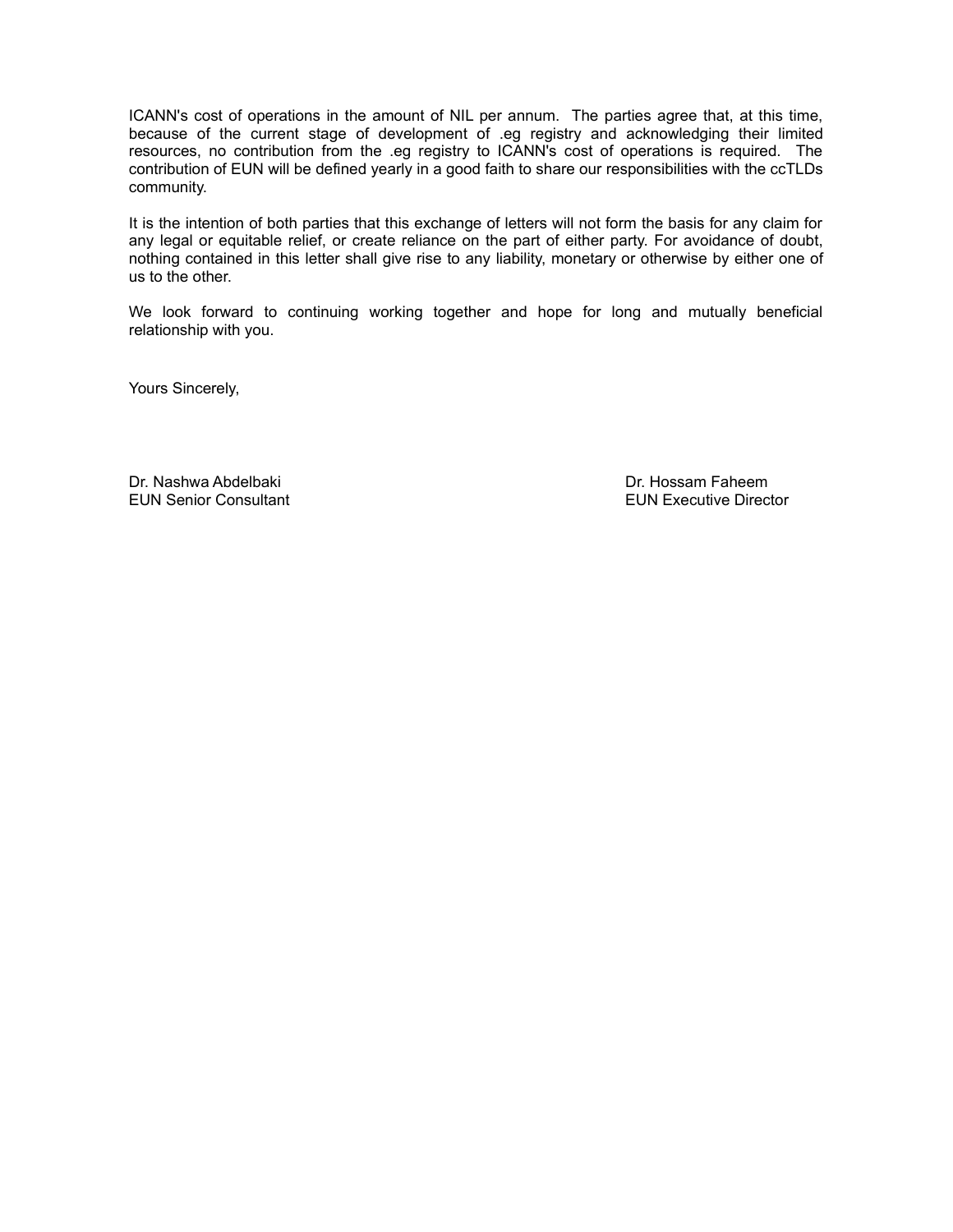ICANN's cost of operations in the amount of NIL per annum. The parties agree that, at this time, because of the current stage of development of .eg registry and acknowledging their limited resources, no contribution from the .eg registry to ICANN's cost of operations is required. The contribution of EUN will be defined yearly in a good faith to share our responsibilities with the ccTLDs community.

It is the intention of both parties that this exchange of letters will not form the basis for any claim for any legal or equitable relief, or create reliance on the part of either party. For avoidance of doubt, nothing contained in this letter shall give rise to any liability, monetary or otherwise by either one of us to the other.

We look forward to continuing working together and hope for long and mutually beneficial relationship with you.

Yours Sincerely,

Dr. Nashwa Abdelbaki
EUN Senior Consultant

Dr. Hossam Faheem
EUN Executive Director